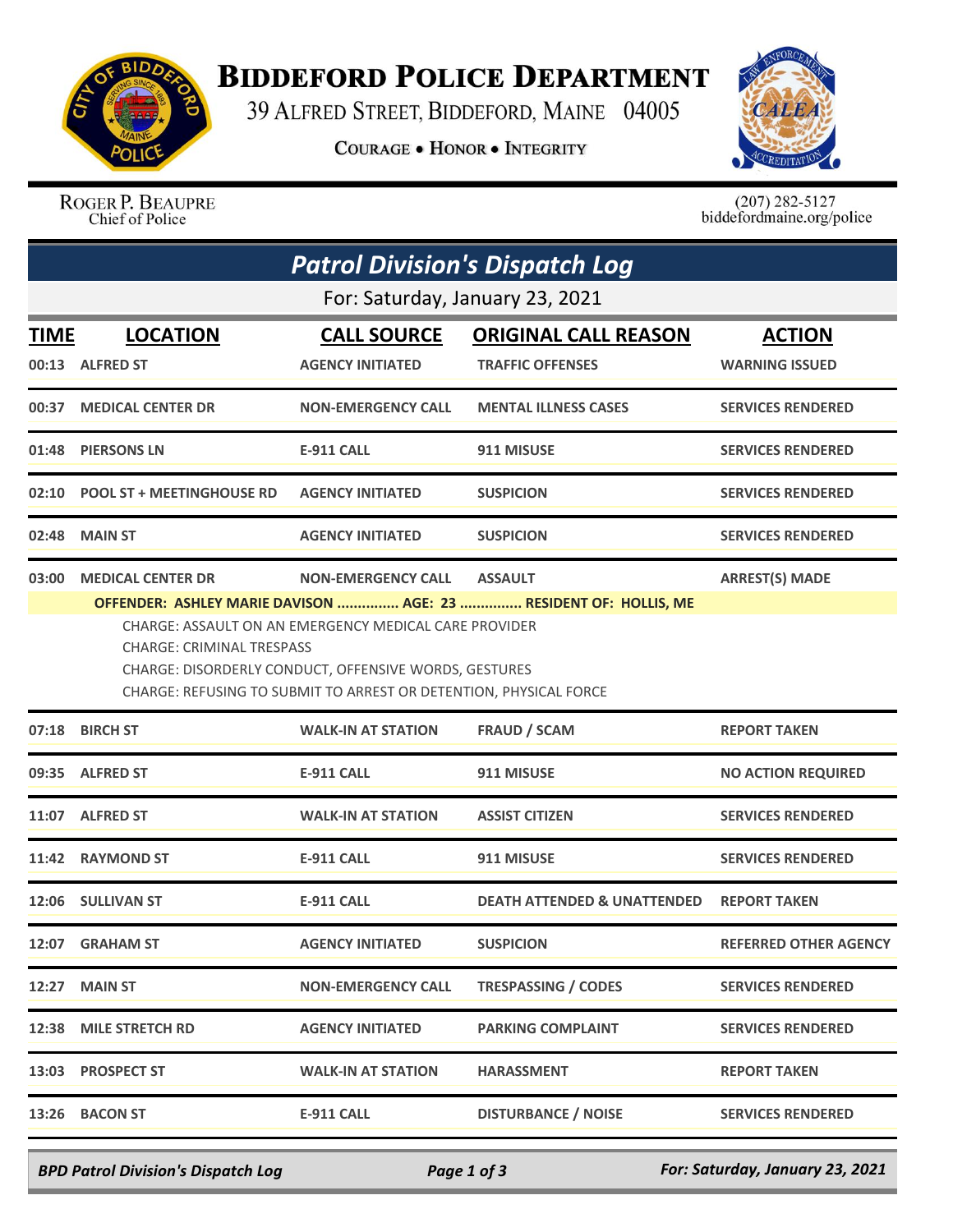# Biddeford Police Department

39 Alfred Street, Biddeford, Maine 04005

Courage • Honor • Integrity

Roger P. Beaupre
Chief of Police

(207) 282-5127
biddefordmaine.org/police

## Patrol Division's Dispatch Log

For: Saturday, January 23, 2021

| TIME | LOCATION | CALL SOURCE | ORIGINAL CALL REASON | ACTION |
|---|---|---|---|---|
| 00:13 | ALFRED ST | AGENCY INITIATED | TRAFFIC OFFENSES | WARNING ISSUED |
| 00:37 | MEDICAL CENTER DR | NON-EMERGENCY CALL | MENTAL ILLNESS CASES | SERVICES RENDERED |
| 01:48 | PIERSONS LN | E-911 CALL | 911 MISUSE | SERVICES RENDERED |
| 02:10 | POOL ST + MEETINGHOUSE RD | AGENCY INITIATED | SUSPICION | SERVICES RENDERED |
| 02:48 | MAIN ST | AGENCY INITIATED | SUSPICION | SERVICES RENDERED |
| 03:00 | MEDICAL CENTER DR | NON-EMERGENCY CALL | ASSAULT | ARREST(S) MADE |

**OFFENDER: ASHLEY MARIE DAVISON ............... AGE: 23 ............... RESIDENT OF: HOLLIS, ME**

CHARGE: ASSAULT ON AN EMERGENCY MEDICAL CARE PROVIDER
CHARGE: CRIMINAL TRESPASS
CHARGE: DISORDERLY CONDUCT, OFFENSIVE WORDS, GESTURES
CHARGE: REFUSING TO SUBMIT TO ARREST OR DETENTION, PHYSICAL FORCE

| TIME | LOCATION | CALL SOURCE | ORIGINAL CALL REASON | ACTION |
|---|---|---|---|---|
| 07:18 | BIRCH ST | WALK-IN AT STATION | FRAUD / SCAM | REPORT TAKEN |
| 09:35 | ALFRED ST | E-911 CALL | 911 MISUSE | NO ACTION REQUIRED |
| 11:07 | ALFRED ST | WALK-IN AT STATION | ASSIST CITIZEN | SERVICES RENDERED |
| 11:42 | RAYMOND ST | E-911 CALL | 911 MISUSE | SERVICES RENDERED |
| 12:06 | SULLIVAN ST | E-911 CALL | DEATH ATTENDED & UNATTENDED | REPORT TAKEN |
| 12:07 | GRAHAM ST | AGENCY INITIATED | SUSPICION | REFERRED OTHER AGENCY |
| 12:27 | MAIN ST | NON-EMERGENCY CALL | TRESPASSING / CODES | SERVICES RENDERED |
| 12:38 | MILE STRETCH RD | AGENCY INITIATED | PARKING COMPLAINT | SERVICES RENDERED |
| 13:03 | PROSPECT ST | WALK-IN AT STATION | HARASSMENT | REPORT TAKEN |
| 13:26 | BACON ST | E-911 CALL | DISTURBANCE / NOISE | SERVICES RENDERED |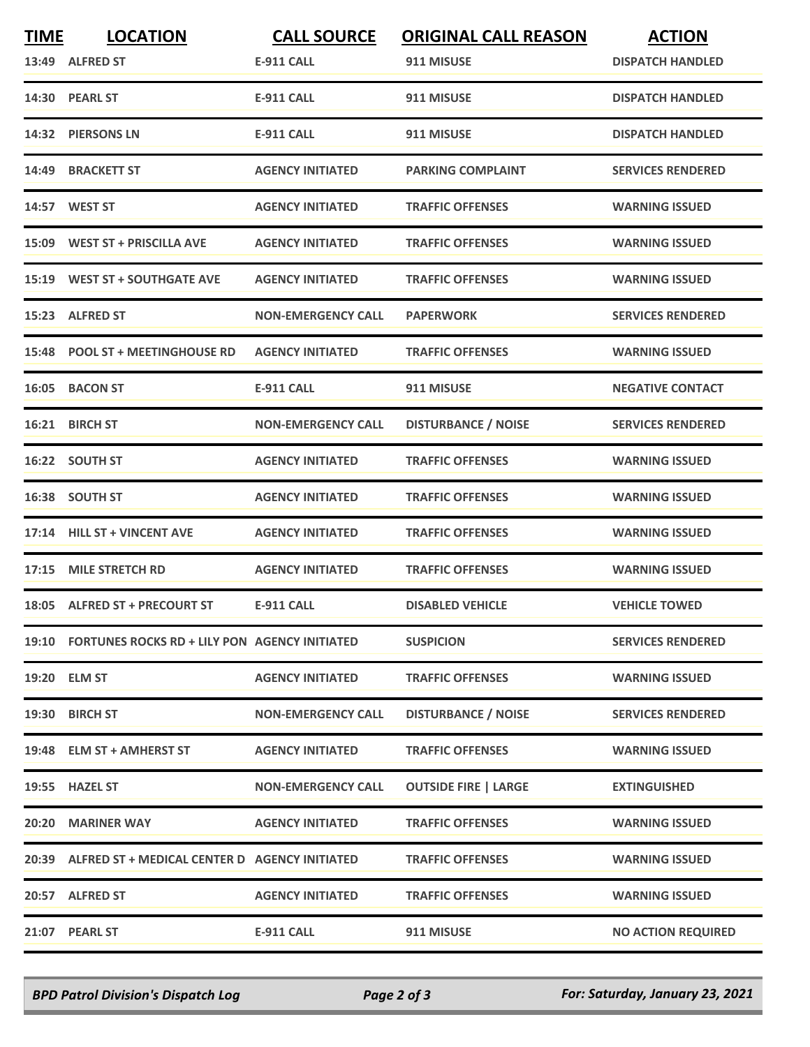| TIME | LOCATION | CALL SOURCE | ORIGINAL CALL REASON | ACTION |
|---|---|---|---|---|
| 13:49 | ALFRED ST | E-911 CALL | 911 MISUSE | DISPATCH HANDLED |
| 14:30 | PEARL ST | E-911 CALL | 911 MISUSE | DISPATCH HANDLED |
| 14:32 | PIERSONS LN | E-911 CALL | 911 MISUSE | DISPATCH HANDLED |
| 14:49 | BRACKETT ST | AGENCY INITIATED | PARKING COMPLAINT | SERVICES RENDERED |
| 14:57 | WEST ST | AGENCY INITIATED | TRAFFIC OFFENSES | WARNING ISSUED |
| 15:09 | WEST ST + PRISCILLA AVE | AGENCY INITIATED | TRAFFIC OFFENSES | WARNING ISSUED |
| 15:19 | WEST ST + SOUTHGATE AVE | AGENCY INITIATED | TRAFFIC OFFENSES | WARNING ISSUED |
| 15:23 | ALFRED ST | NON-EMERGENCY CALL | PAPERWORK | SERVICES RENDERED |
| 15:48 | POOL ST + MEETINGHOUSE RD | AGENCY INITIATED | TRAFFIC OFFENSES | WARNING ISSUED |
| 16:05 | BACON ST | E-911 CALL | 911 MISUSE | NEGATIVE CONTACT |
| 16:21 | BIRCH ST | NON-EMERGENCY CALL | DISTURBANCE / NOISE | SERVICES RENDERED |
| 16:22 | SOUTH ST | AGENCY INITIATED | TRAFFIC OFFENSES | WARNING ISSUED |
| 16:38 | SOUTH ST | AGENCY INITIATED | TRAFFIC OFFENSES | WARNING ISSUED |
| 17:14 | HILL ST + VINCENT AVE | AGENCY INITIATED | TRAFFIC OFFENSES | WARNING ISSUED |
| 17:15 | MILE STRETCH RD | AGENCY INITIATED | TRAFFIC OFFENSES | WARNING ISSUED |
| 18:05 | ALFRED ST + PRECOURT ST | E-911 CALL | DISABLED VEHICLE | VEHICLE TOWED |
| 19:10 | FORTUNES ROCKS RD + LILY PON | AGENCY INITIATED | SUSPICION | SERVICES RENDERED |
| 19:20 | ELM ST | AGENCY INITIATED | TRAFFIC OFFENSES | WARNING ISSUED |
| 19:30 | BIRCH ST | NON-EMERGENCY CALL | DISTURBANCE / NOISE | SERVICES RENDERED |
| 19:48 | ELM ST + AMHERST ST | AGENCY INITIATED | TRAFFIC OFFENSES | WARNING ISSUED |
| 19:55 | HAZEL ST | NON-EMERGENCY CALL | OUTSIDE FIRE \| LARGE | EXTINGUISHED |
| 20:20 | MARINER WAY | AGENCY INITIATED | TRAFFIC OFFENSES | WARNING ISSUED |
| 20:39 | ALFRED ST + MEDICAL CENTER D | AGENCY INITIATED | TRAFFIC OFFENSES | WARNING ISSUED |
| 20:57 | ALFRED ST | AGENCY INITIATED | TRAFFIC OFFENSES | WARNING ISSUED |
| 21:07 | PEARL ST | E-911 CALL | 911 MISUSE | NO ACTION REQUIRED |

*BPD Patrol Division's Dispatch Log* — *For: Saturday, January 23, 2021*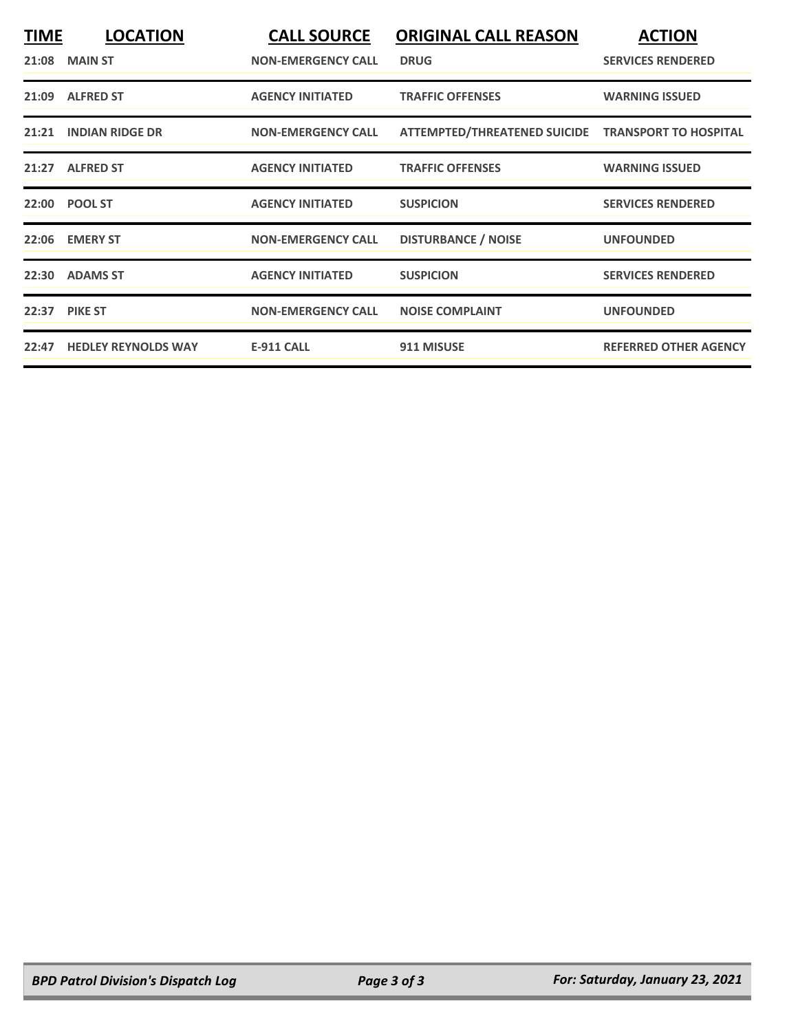| TIME | LOCATION | CALL SOURCE | ORIGINAL CALL REASON | ACTION |
|---|---|---|---|---|
| 21:08 | MAIN ST | NON-EMERGENCY CALL | DRUG | SERVICES RENDERED |
| 21:09 | ALFRED ST | AGENCY INITIATED | TRAFFIC OFFENSES | WARNING ISSUED |
| 21:21 | INDIAN RIDGE DR | NON-EMERGENCY CALL | ATTEMPTED/THREATENED SUICIDE | TRANSPORT TO HOSPITAL |
| 21:27 | ALFRED ST | AGENCY INITIATED | TRAFFIC OFFENSES | WARNING ISSUED |
| 22:00 | POOL ST | AGENCY INITIATED | SUSPICION | SERVICES RENDERED |
| 22:06 | EMERY ST | NON-EMERGENCY CALL | DISTURBANCE / NOISE | UNFOUNDED |
| 22:30 | ADAMS ST | AGENCY INITIATED | SUSPICION | SERVICES RENDERED |
| 22:37 | PIKE ST | NON-EMERGENCY CALL | NOISE COMPLAINT | UNFOUNDED |
| 22:47 | HEDLEY REYNOLDS WAY | E-911 CALL | 911 MISUSE | REFERRED OTHER AGENCY |